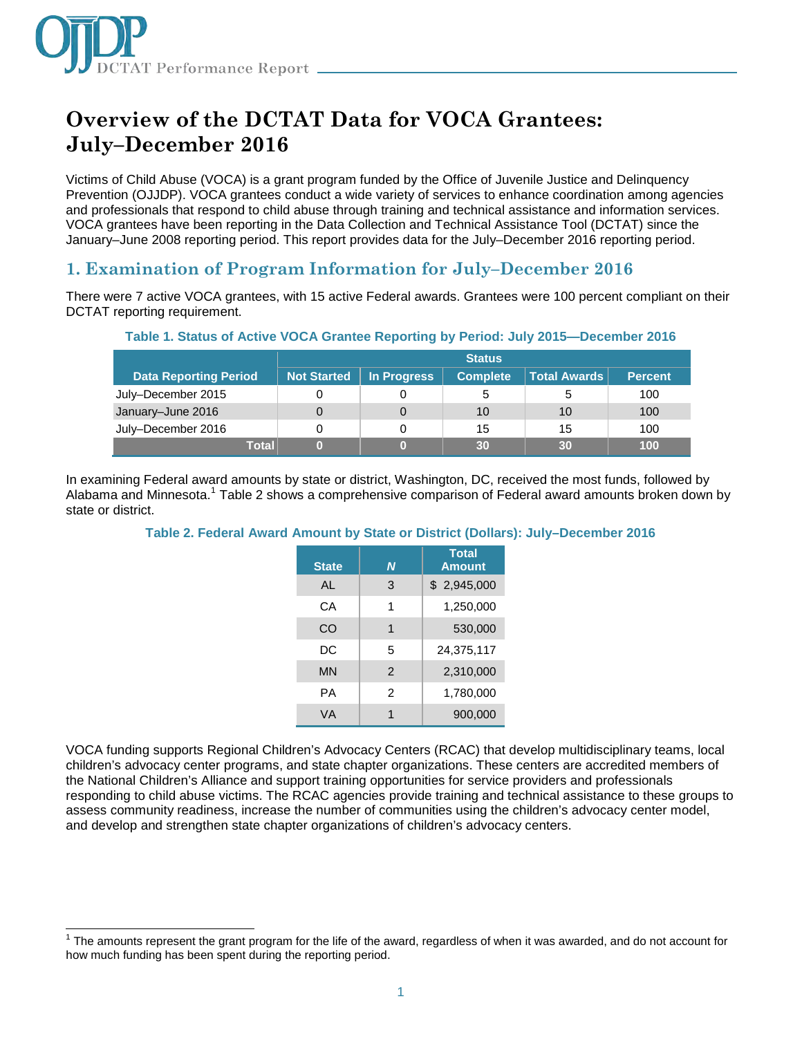# Overview of the DCTAT Data for VOCA Grantees: July–December 2016

Victims of Child Abuse (VOCA) is a grant program funded by the Office of Juvenile Justice and Delinquency Prevention (OJJDP). VOCA grantees conduct a wide variety of services to enhance coordination among agencies and professionals that respond to child abuse through training and technical assistance and information services. VOCA grantees have been reporting in the Data Collection and Technical Assistance Tool (DCTAT) since the January–June 2008 reporting period. This report provides data for the July–December 2016 reporting period.

## 1. Examination of Program Information for July–December 2016

There were 7 active VOCA grantees, with 15 active Federal awards. Grantees were 100 percent compliant on their DCTAT reporting requirement.

**Table 1. Status of Active VOCA Grantee Reporting by Period: July 2015—December 2016**

| | Status | | | | |
|---|---|---|---|---|---|
| Data Reporting Period | Not Started | In Progress | Complete | Total Awards | Percent |
| July–December 2015 | 0 | 0 | 5 | 5 | 100 |
| January–June 2016 | 0 | 0 | 10 | 10 | 100 |
| July–December 2016 | 0 | 0 | 15 | 15 | 100 |
| **Total** | **0** | **0** | **30** | **30** | **100** |

In examining Federal award amounts by state or district, Washington, DC, received the most funds, followed by Alabama and Minnesota.[1] Table 2 shows a comprehensive comparison of Federal award amounts broken down by state or district.

**Table 2. Federal Award Amount by State or District (Dollars): July–December 2016**

| State | *N* | Total Amount |
|---|---|---|
| AL | 3 | $ 2,945,000 |
| CA | 1 | 1,250,000 |
| CO | 1 | 530,000 |
| DC | 5 | 24,375,117 |
| MN | 2 | 2,310,000 |
| PA | 2 | 1,780,000 |
| VA | 1 | 900,000 |

VOCA funding supports Regional Children's Advocacy Centers (RCAC) that develop multidisciplinary teams, local children's advocacy center programs, and state chapter organizations. These centers are accredited members of the National Children's Alliance and support training opportunities for service providers and professionals responding to child abuse victims. The RCAC agencies provide training and technical assistance to these groups to assess community readiness, increase the number of communities using the children's advocacy center model, and develop and strengthen state chapter organizations of children's advocacy centers.

---

[1] The amounts represent the grant program for the life of the award, regardless of when it was awarded, and do not account for how much funding has been spent during the reporting period.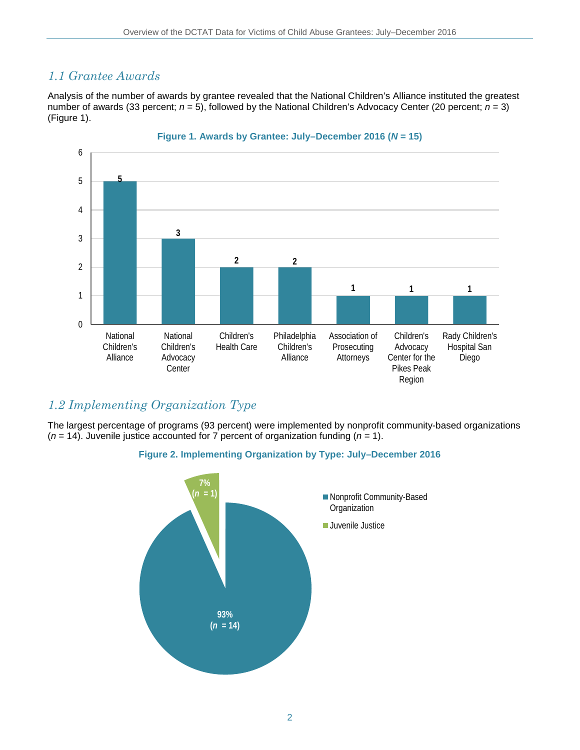## *1.1 Grantee Awards*

Analysis of the number of awards by grantee revealed that the National Children's Alliance instituted the greatest number of awards (33 percent; *n* = 5), followed by the National Children's Advocacy Center (20 percent; *n* = 3) (Figure 1).

**Figure 1. Awards by Grantee: July–December 2016 (*N* = 15)**

| Grantee | Awards |
|---|---|
| National Children's Alliance | 5 |
| National Children's Advocacy Center | 3 |
| Children's Health Care | 2 |
| Philadelphia Children's Alliance | 2 |
| Association of Prosecuting Attorneys | 1 |
| Children's Advocacy Center for the Pikes Peak Region | 1 |
| Rady Children's Hospital San Diego | 1 |

## *1.2 Implementing Organization Type*

The largest percentage of programs (93 percent) were implemented by nonprofit community-based organizations (*n* = 14). Juvenile justice accounted for 7 percent of organization funding (*n* = 1).

**Figure 2. Implementing Organization by Type: July–December 2016**

| Organization Type | Percent |
|---|---|
| Nonprofit Community-Based Organization | 93% (*n* = 14) |
| Juvenile Justice | 7% (*n* = 1) |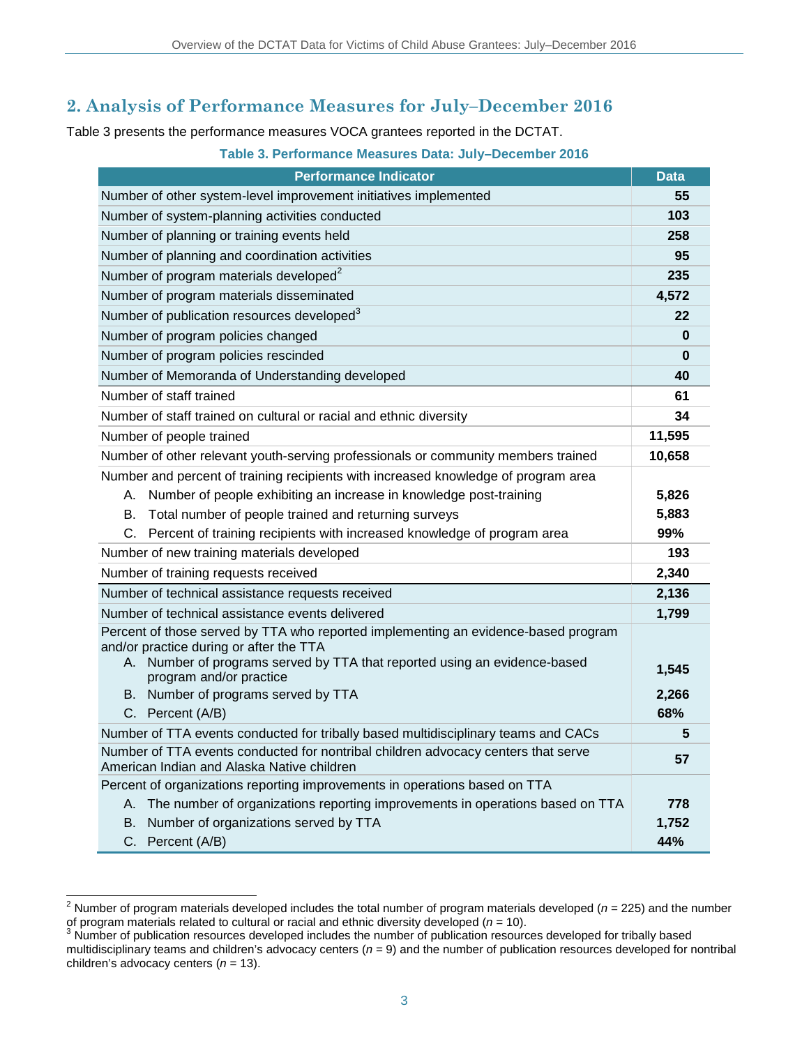## 2. Analysis of Performance Measures for July–December 2016

Table 3 presents the performance measures VOCA grantees reported in the DCTAT.

**Table 3. Performance Measures Data: July–December 2016**

| Performance Indicator | Data |
|---|---|
| Number of other system-level improvement initiatives implemented | 55 |
| Number of system-planning activities conducted | 103 |
| Number of planning or training events held | 258 |
| Number of planning and coordination activities | 95 |
| Number of program materials developed[2] | 235 |
| Number of program materials disseminated | 4,572 |
| Number of publication resources developed[3] | 22 |
| Number of program policies changed | 0 |
| Number of program policies rescinded | 0 |
| Number of Memoranda of Understanding developed | 40 |
| Number of staff trained | 61 |
| Number of staff trained on cultural or racial and ethnic diversity | 34 |
| Number of people trained | 11,595 |
| Number of other relevant youth-serving professionals or community members trained | 10,658 |
| Number and percent of training recipients with increased knowledge of program area | |
| A. Number of people exhibiting an increase in knowledge post-training | 5,826 |
| B. Total number of people trained and returning surveys | 5,883 |
| C. Percent of training recipients with increased knowledge of program area | 99% |
| Number of new training materials developed | 193 |
| Number of training requests received | 2,340 |
| Number of technical assistance requests received | 2,136 |
| Number of technical assistance events delivered | 1,799 |
| Percent of those served by TTA who reported implementing an evidence-based program and/or practice during or after the TTA | |
| A. Number of programs served by TTA that reported using an evidence-based program and/or practice | 1,545 |
| B. Number of programs served by TTA | 2,266 |
| C. Percent (A/B) | 68% |
| Number of TTA events conducted for tribally based multidisciplinary teams and CACs | 5 |
| Number of TTA events conducted for nontribal children advocacy centers that serve American Indian and Alaska Native children | 57 |
| Percent of organizations reporting improvements in operations based on TTA | |
| A. The number of organizations reporting improvements in operations based on TTA | 778 |
| B. Number of organizations served by TTA | 1,752 |
| C. Percent (A/B) | 44% |

[2] Number of program materials developed includes the total number of program materials developed (*n* = 225) and the number of program materials related to cultural or racial and ethnic diversity developed (*n* = 10).

[3] Number of publication resources developed includes the number of publication resources developed for tribally based multidisciplinary teams and children's advocacy centers (*n* = 9) and the number of publication resources developed for nontribal children's advocacy centers (*n* = 13).